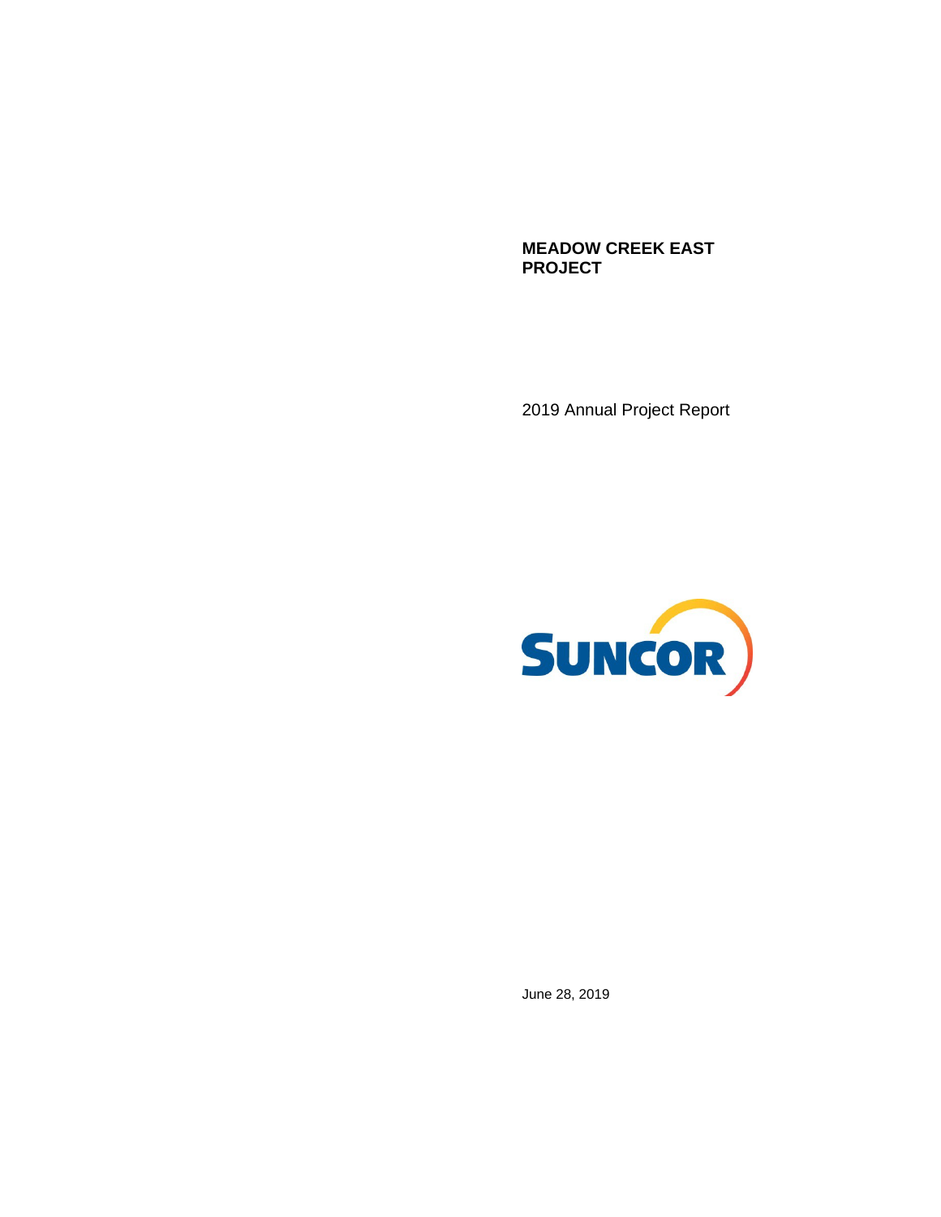# MEADOW CREEK EAST PROJECT

2019 Annual Project Report

SUNCOR

June 28, 2019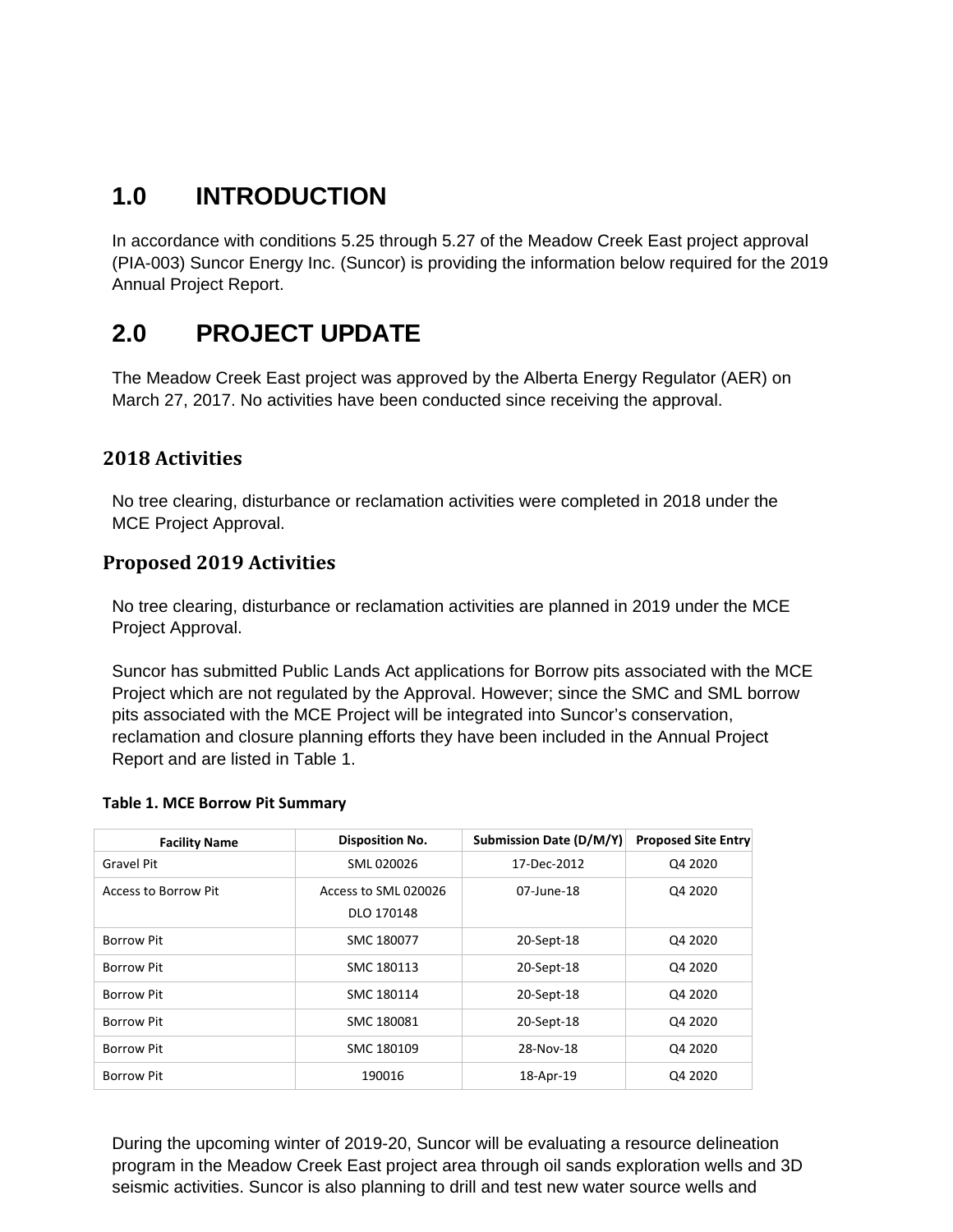# 1.0 INTRODUCTION

In accordance with conditions 5.25 through 5.27 of the Meadow Creek East project approval (PIA-003) Suncor Energy Inc. (Suncor) is providing the information below required for the 2019 Annual Project Report.

# 2.0 PROJECT UPDATE

The Meadow Creek East project was approved by the Alberta Energy Regulator (AER) on March 27, 2017. No activities have been conducted since receiving the approval.

## 2018 Activities

No tree clearing, disturbance or reclamation activities were completed in 2018 under the MCE Project Approval.

## Proposed 2019 Activities

No tree clearing, disturbance or reclamation activities are planned in 2019 under the MCE Project Approval.

Suncor has submitted Public Lands Act applications for Borrow pits associated with the MCE Project which are not regulated by the Approval. However; since the SMC and SML borrow pits associated with the MCE Project will be integrated into Suncor's conservation, reclamation and closure planning efforts they have been included in the Annual Project Report and are listed in Table 1.

**Table 1. MCE Borrow Pit Summary**

| Facility Name | Disposition No. | Submission Date (D/M/Y) | Proposed Site Entry |
|---|---|---|---|
| Gravel Pit | SML 020026 | 17-Dec-2012 | Q4 2020 |
| Access to Borrow Pit | Access to SML 020026 DLO 170148 | 07-June-18 | Q4 2020 |
| Borrow Pit | SMC 180077 | 20-Sept-18 | Q4 2020 |
| Borrow Pit | SMC 180113 | 20-Sept-18 | Q4 2020 |
| Borrow Pit | SMC 180114 | 20-Sept-18 | Q4 2020 |
| Borrow Pit | SMC 180081 | 20-Sept-18 | Q4 2020 |
| Borrow Pit | SMC 180109 | 28-Nov-18 | Q4 2020 |
| Borrow Pit | 190016 | 18-Apr-19 | Q4 2020 |

During the upcoming winter of 2019-20, Suncor will be evaluating a resource delineation program in the Meadow Creek East project area through oil sands exploration wells and 3D seismic activities. Suncor is also planning to drill and test new water source wells and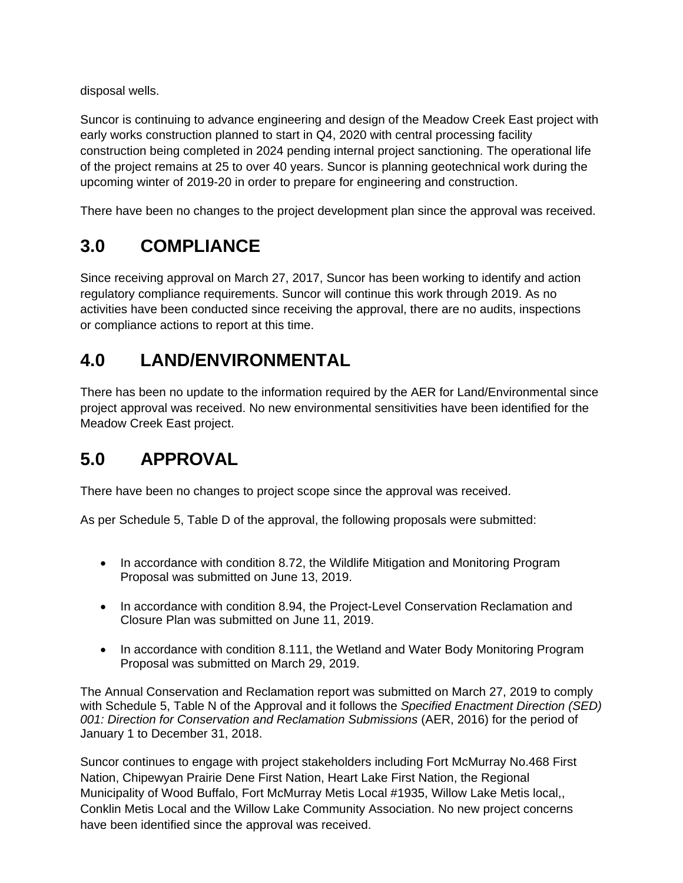disposal wells.

Suncor is continuing to advance engineering and design of the Meadow Creek East project with early works construction planned to start in Q4, 2020 with central processing facility construction being completed in 2024 pending internal project sanctioning. The operational life of the project remains at 25 to over 40 years. Suncor is planning geotechnical work during the upcoming winter of 2019-20 in order to prepare for engineering and construction.

There have been no changes to the project development plan since the approval was received.

# 3.0 COMPLIANCE

Since receiving approval on March 27, 2017, Suncor has been working to identify and action regulatory compliance requirements. Suncor will continue this work through 2019. As no activities have been conducted since receiving the approval, there are no audits, inspections or compliance actions to report at this time.

# 4.0 LAND/ENVIRONMENTAL

There has been no update to the information required by the AER for Land/Environmental since project approval was received. No new environmental sensitivities have been identified for the Meadow Creek East project.

# 5.0 APPROVAL

There have been no changes to project scope since the approval was received.

As per Schedule 5, Table D of the approval, the following proposals were submitted:

- In accordance with condition 8.72, the Wildlife Mitigation and Monitoring Program Proposal was submitted on June 13, 2019.
- In accordance with condition 8.94, the Project-Level Conservation Reclamation and Closure Plan was submitted on June 11, 2019.
- In accordance with condition 8.111, the Wetland and Water Body Monitoring Program Proposal was submitted on March 29, 2019.

The Annual Conservation and Reclamation report was submitted on March 27, 2019 to comply with Schedule 5, Table N of the Approval and it follows the *Specified Enactment Direction (SED) 001: Direction for Conservation and Reclamation Submissions* (AER, 2016) for the period of January 1 to December 31, 2018.

Suncor continues to engage with project stakeholders including Fort McMurray No.468 First Nation, Chipewyan Prairie Dene First Nation, Heart Lake First Nation, the Regional Municipality of Wood Buffalo, Fort McMurray Metis Local #1935, Willow Lake Metis local,, Conklin Metis Local and the Willow Lake Community Association. No new project concerns have been identified since the approval was received.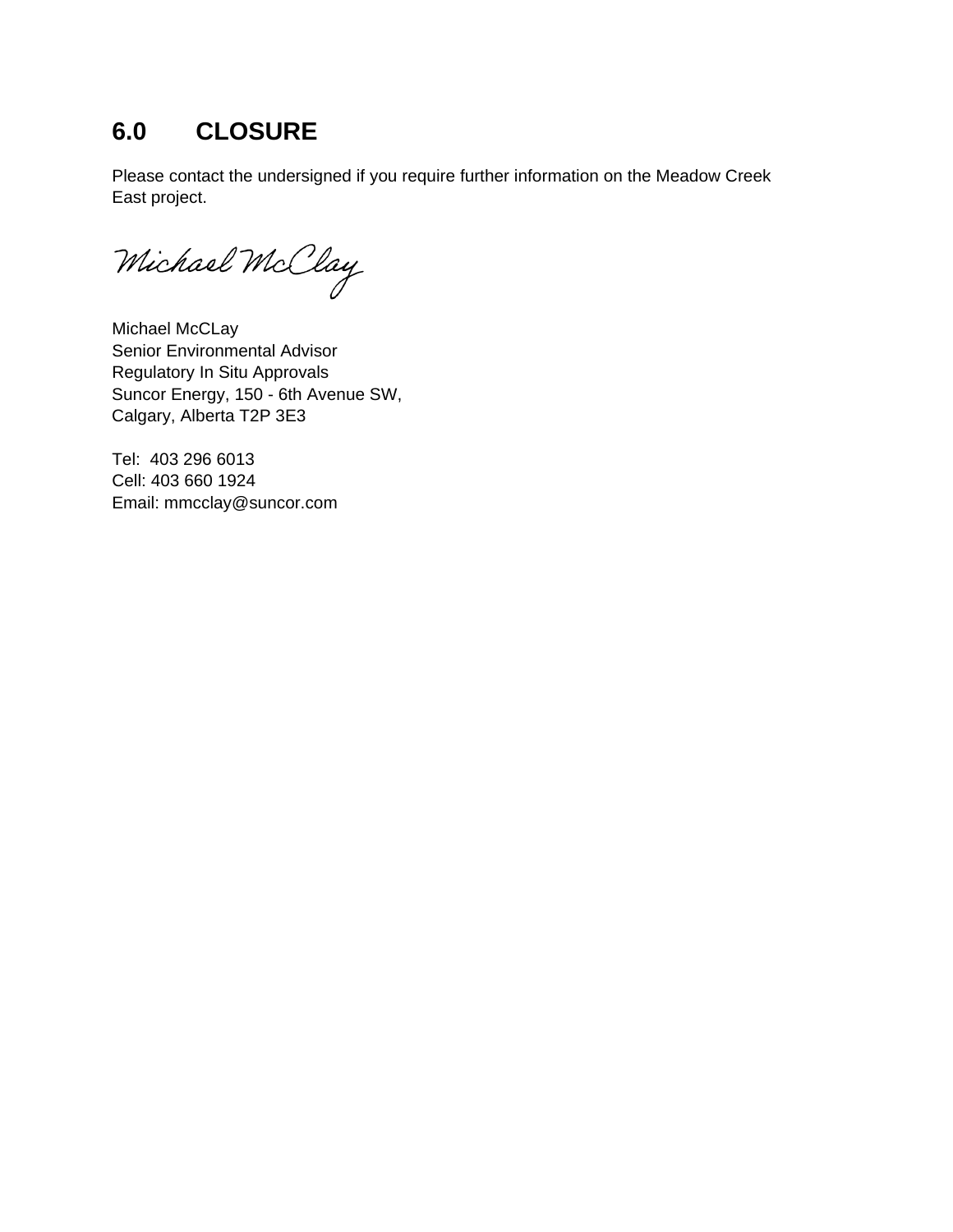## 6.0 CLOSURE

Please contact the undersigned if you require further information on the Meadow Creek East project.

Michael McClay

Michael McCLay
Senior Environmental Advisor
Regulatory In Situ Approvals
Suncor Energy, 150 - 6th Avenue SW,
Calgary, Alberta T2P 3E3

Tel: 403 296 6013
Cell: 403 660 1924
Email: mmcclay@suncor.com